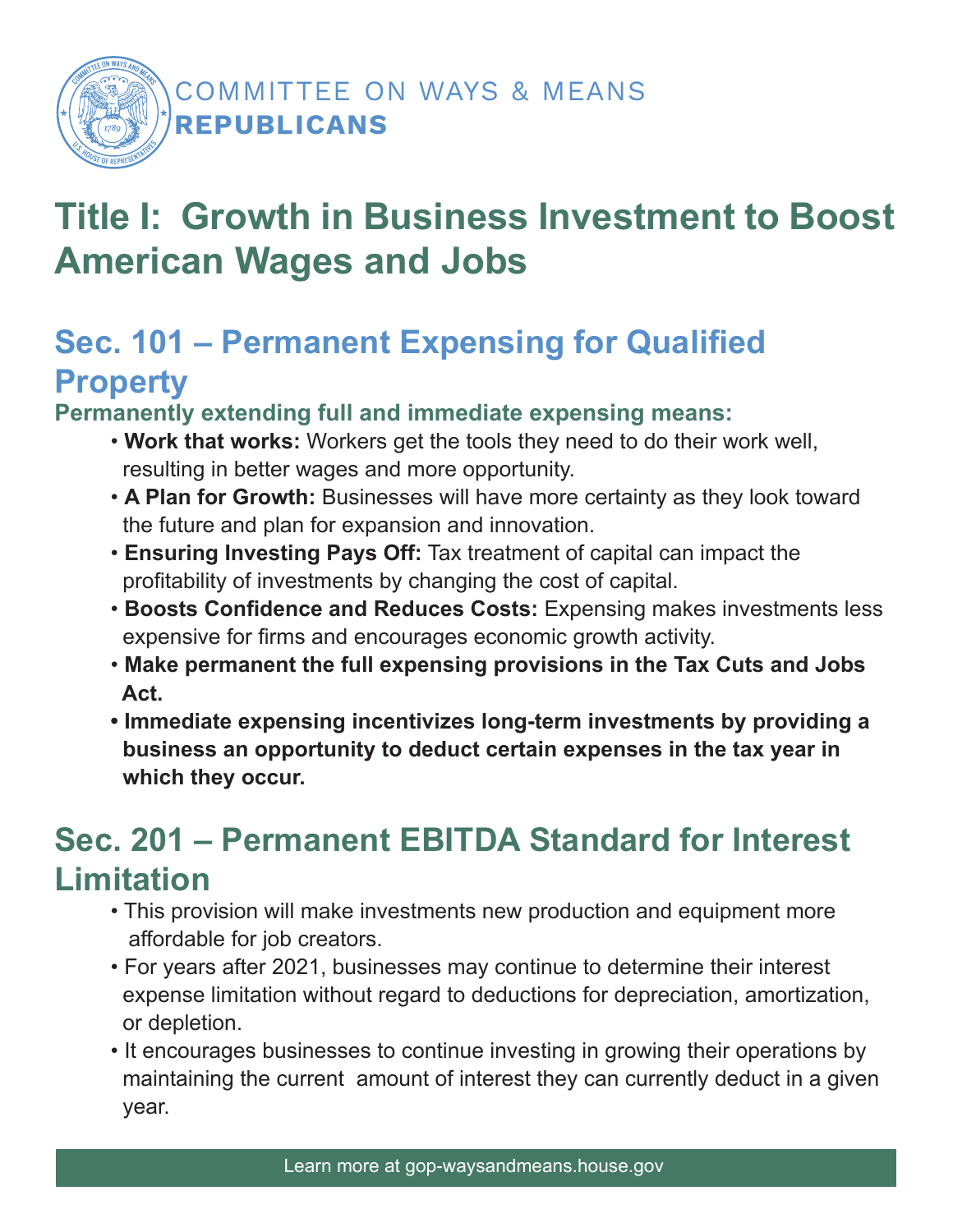COMMITTEE ON WAYS & MEANS
**REPUBLICANS**

# Title I: Growth in Business Investment to Boost American Wages and Jobs

## Sec. 101 – Permanent Expensing for Qualified Property

**Permanently extending full and immediate expensing means:**

- **Work that works:** Workers get the tools they need to do their work well, resulting in better wages and more opportunity.
- **A Plan for Growth:** Businesses will have more certainty as they look toward the future and plan for expansion and innovation.
- **Ensuring Investing Pays Off:** Tax treatment of capital can impact the profitability of investments by changing the cost of capital.
- **Boosts Confidence and Reduces Costs:** Expensing makes investments less expensive for firms and encourages economic growth activity.
- **Make permanent the full expensing provisions in the Tax Cuts and Jobs Act.**
- **Immediate expensing incentivizes long-term investments by providing a business an opportunity to deduct certain expenses in the tax year in which they occur.**

## Sec. 201 – Permanent EBITDA Standard for Interest Limitation

- This provision will make investments new production and equipment more affordable for job creators.
- For years after 2021, businesses may continue to determine their interest expense limitation without regard to deductions for depreciation, amortization, or depletion.
- It encourages businesses to continue investing in growing their operations by maintaining the current amount of interest they can currently deduct in a given year.

Learn more at gop-waysandmeans.house.gov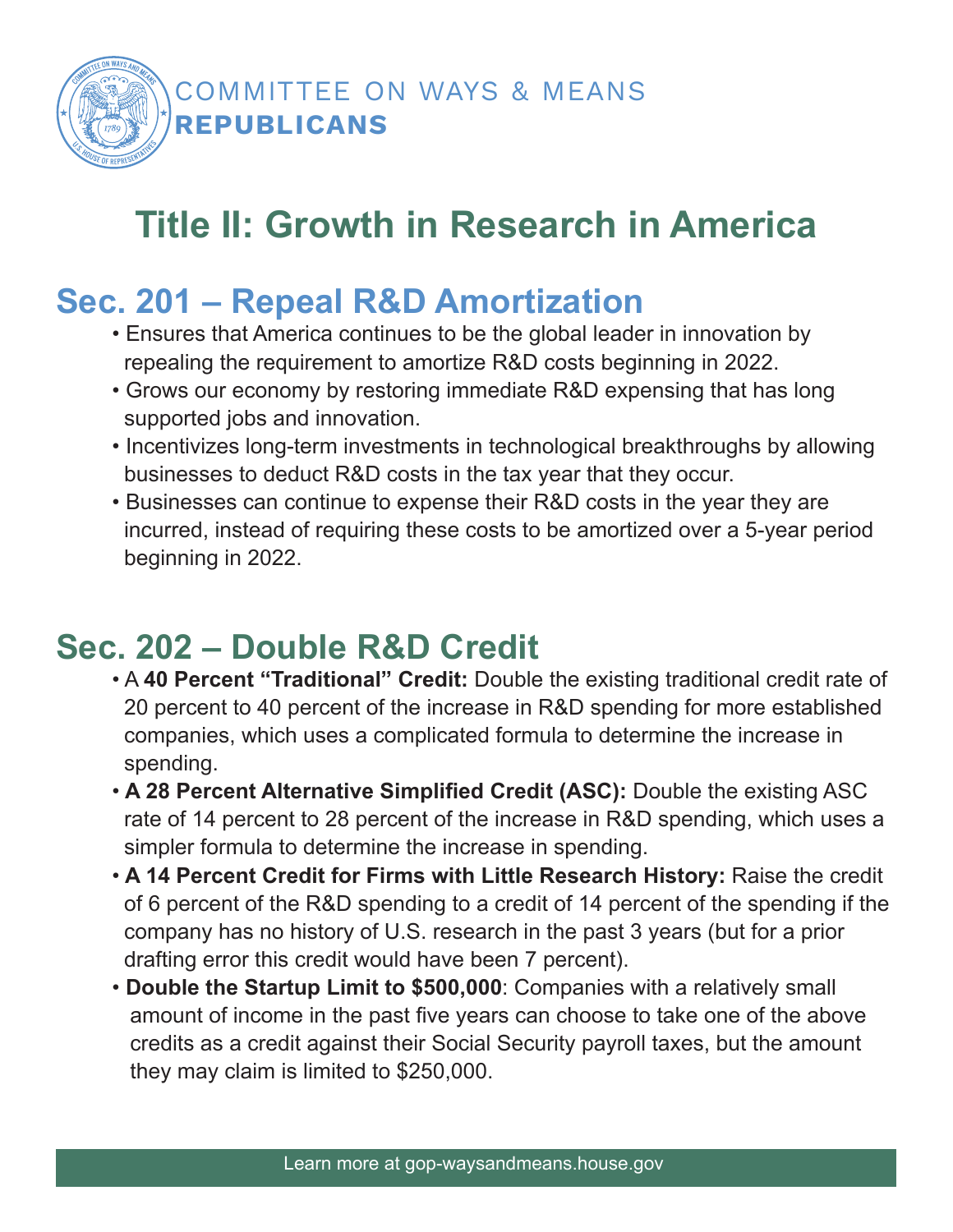COMMITTEE ON WAYS & MEANS
**REPUBLICANS**

# Title II: Growth in Research in America

## Sec. 201 – Repeal R&D Amortization

- Ensures that America continues to be the global leader in innovation by repealing the requirement to amortize R&D costs beginning in 2022.
- Grows our economy by restoring immediate R&D expensing that has long supported jobs and innovation.
- Incentivizes long-term investments in technological breakthroughs by allowing businesses to deduct R&D costs in the tax year that they occur.
- Businesses can continue to expense their R&D costs in the year they are incurred, instead of requiring these costs to be amortized over a 5-year period beginning in 2022.

## Sec. 202 – Double R&D Credit

- A **40 Percent "Traditional" Credit:** Double the existing traditional credit rate of 20 percent to 40 percent of the increase in R&D spending for more established companies, which uses a complicated formula to determine the increase in spending.
- **A 28 Percent Alternative Simplified Credit (ASC):** Double the existing ASC rate of 14 percent to 28 percent of the increase in R&D spending, which uses a simpler formula to determine the increase in spending.
- **A 14 Percent Credit for Firms with Little Research History:** Raise the credit of 6 percent of the R&D spending to a credit of 14 percent of the spending if the company has no history of U.S. research in the past 3 years (but for a prior drafting error this credit would have been 7 percent).
- **Double the Startup Limit to $500,000**: Companies with a relatively small amount of income in the past five years can choose to take one of the above credits as a credit against their Social Security payroll taxes, but the amount they may claim is limited to $250,000.

Learn more at gop-waysandmeans.house.gov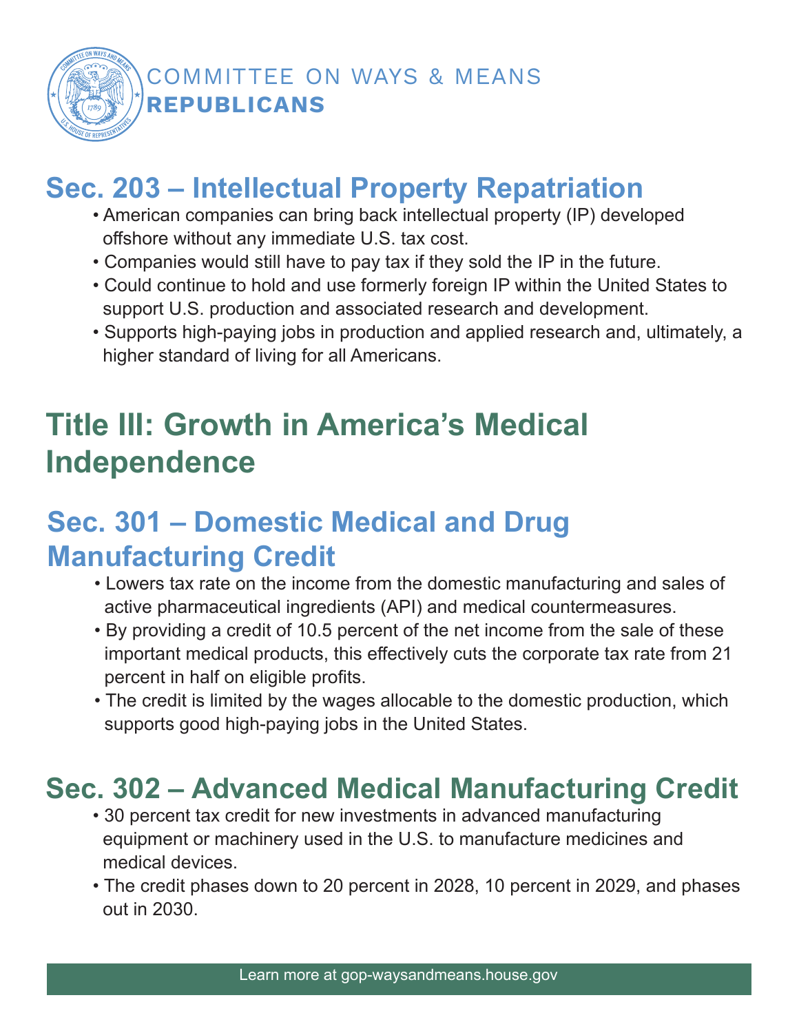## Sec. 203 – Intellectual Property Repatriation

- American companies can bring back intellectual property (IP) developed offshore without any immediate U.S. tax cost.
- Companies would still have to pay tax if they sold the IP in the future.
- Could continue to hold and use formerly foreign IP within the United States to support U.S. production and associated research and development.
- Supports high-paying jobs in production and applied research and, ultimately, a higher standard of living for all Americans.

# Title III: Growth in America's Medical Independence

## Sec. 301 – Domestic Medical and Drug Manufacturing Credit

- Lowers tax rate on the income from the domestic manufacturing and sales of active pharmaceutical ingredients (API) and medical countermeasures.
- By providing a credit of 10.5 percent of the net income from the sale of these important medical products, this effectively cuts the corporate tax rate from 21 percent in half on eligible profits.
- The credit is limited by the wages allocable to the domestic production, which supports good high-paying jobs in the United States.

## Sec. 302 – Advanced Medical Manufacturing Credit

- 30 percent tax credit for new investments in advanced manufacturing equipment or machinery used in the U.S. to manufacture medicines and medical devices.
- The credit phases down to 20 percent in 2028, 10 percent in 2029, and phases out in 2030.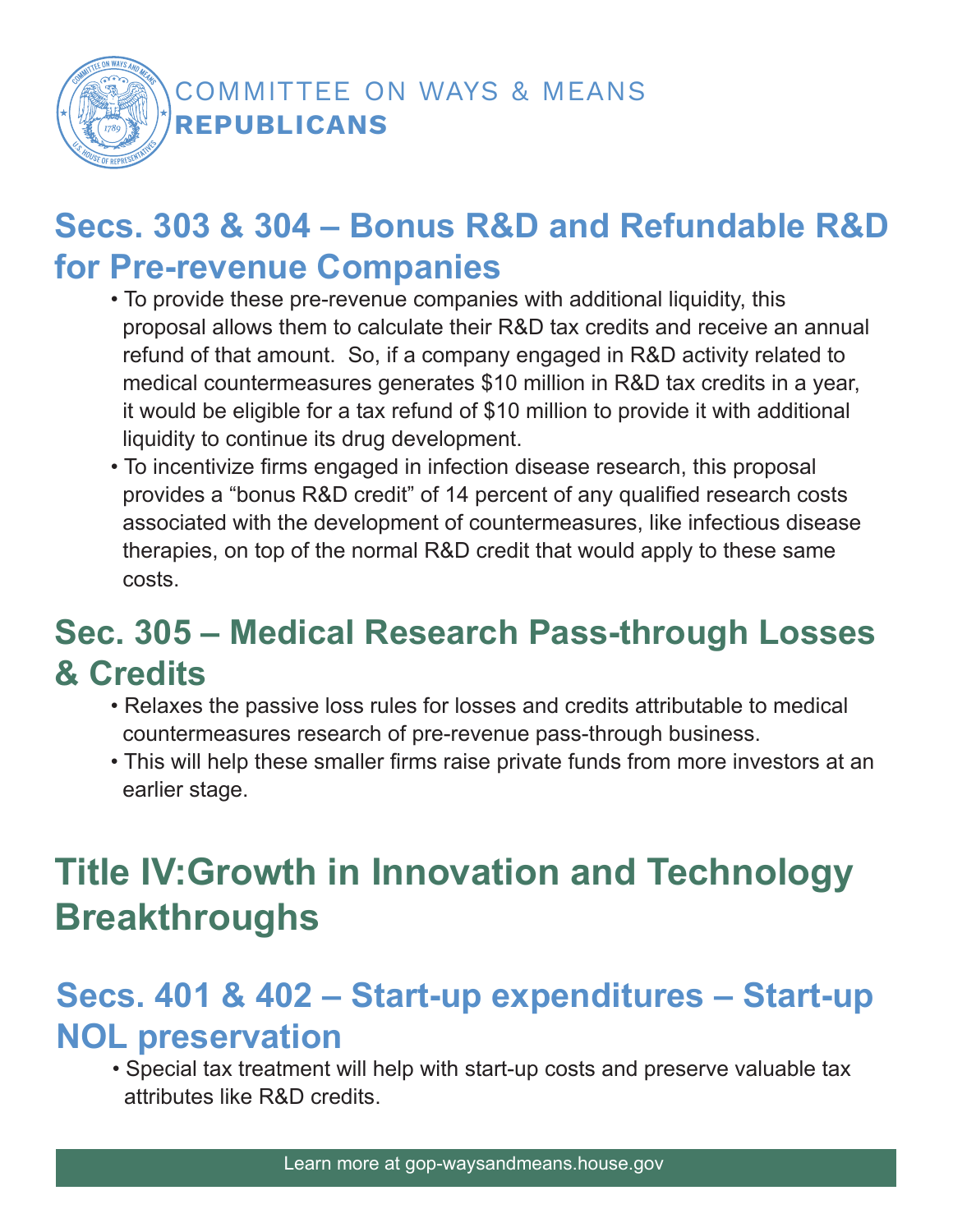COMMITTEE ON WAYS & MEANS

**REPUBLICANS**

## Secs. 303 & 304 – Bonus R&D and Refundable R&D for Pre-revenue Companies

- To provide these pre-revenue companies with additional liquidity, this proposal allows them to calculate their R&D tax credits and receive an annual refund of that amount. So, if a company engaged in R&D activity related to medical countermeasures generates $10 million in R&D tax credits in a year, it would be eligible for a tax refund of $10 million to provide it with additional liquidity to continue its drug development.
- To incentivize firms engaged in infection disease research, this proposal provides a "bonus R&D credit" of 14 percent of any qualified research costs associated with the development of countermeasures, like infectious disease therapies, on top of the normal R&D credit that would apply to these same costs.

## Sec. 305 – Medical Research Pass-through Losses & Credits

- Relaxes the passive loss rules for losses and credits attributable to medical countermeasures research of pre-revenue pass-through business.
- This will help these smaller firms raise private funds from more investors at an earlier stage.

# Title IV:Growth in Innovation and Technology Breakthroughs

## Secs. 401 & 402 – Start-up expenditures – Start-up NOL preservation

- Special tax treatment will help with start-up costs and preserve valuable tax attributes like R&D credits.

Learn more at gop-waysandmeans.house.gov